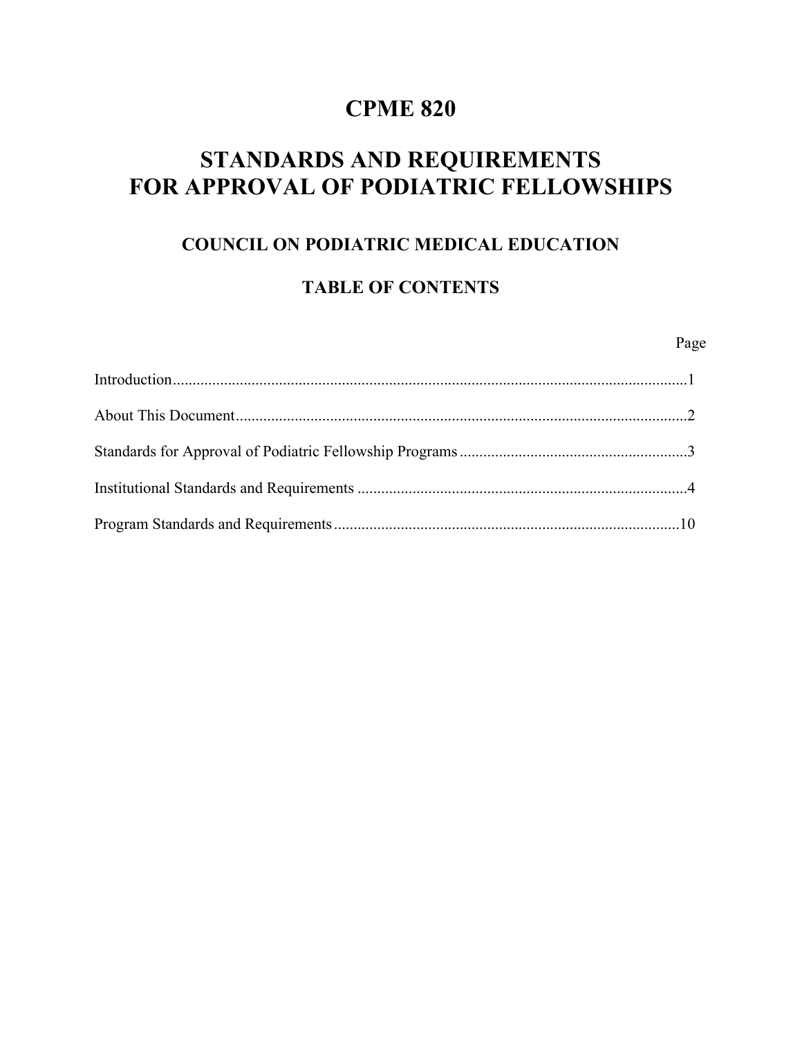# CPME 820

# STANDARDS AND REQUIREMENTS FOR APPROVAL OF PODIATRIC FELLOWSHIPS

## COUNCIL ON PODIATRIC MEDICAL EDUCATION

## TABLE OF CONTENTS

| | Page |
|---|---|
| Introduction | 1 |
| About This Document | 2 |
| Standards for Approval of Podiatric Fellowship Programs | 3 |
| Institutional Standards and Requirements | 4 |
| Program Standards and Requirements | 10 |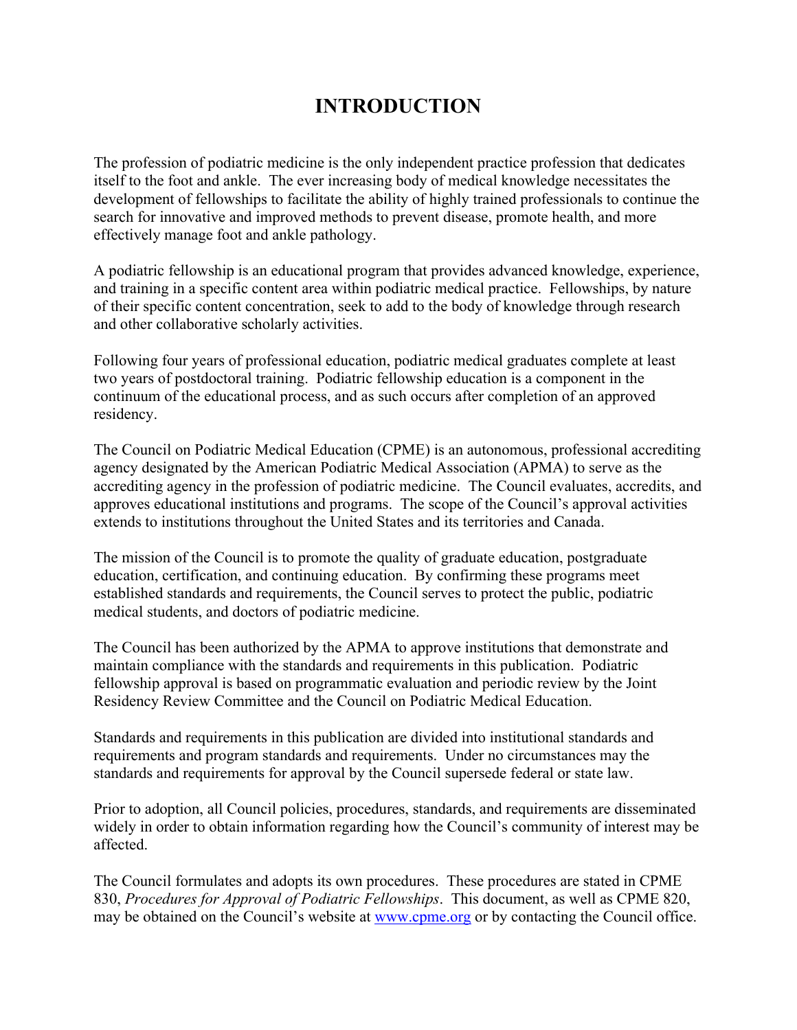# INTRODUCTION

The profession of podiatric medicine is the only independent practice profession that dedicates itself to the foot and ankle. The ever increasing body of medical knowledge necessitates the development of fellowships to facilitate the ability of highly trained professionals to continue the search for innovative and improved methods to prevent disease, promote health, and more effectively manage foot and ankle pathology.

A podiatric fellowship is an educational program that provides advanced knowledge, experience, and training in a specific content area within podiatric medical practice. Fellowships, by nature of their specific content concentration, seek to add to the body of knowledge through research and other collaborative scholarly activities.

Following four years of professional education, podiatric medical graduates complete at least two years of postdoctoral training. Podiatric fellowship education is a component in the continuum of the educational process, and as such occurs after completion of an approved residency.

The Council on Podiatric Medical Education (CPME) is an autonomous, professional accrediting agency designated by the American Podiatric Medical Association (APMA) to serve as the accrediting agency in the profession of podiatric medicine. The Council evaluates, accredits, and approves educational institutions and programs. The scope of the Council's approval activities extends to institutions throughout the United States and its territories and Canada.

The mission of the Council is to promote the quality of graduate education, postgraduate education, certification, and continuing education. By confirming these programs meet established standards and requirements, the Council serves to protect the public, podiatric medical students, and doctors of podiatric medicine.

The Council has been authorized by the APMA to approve institutions that demonstrate and maintain compliance with the standards and requirements in this publication. Podiatric fellowship approval is based on programmatic evaluation and periodic review by the Joint Residency Review Committee and the Council on Podiatric Medical Education.

Standards and requirements in this publication are divided into institutional standards and requirements and program standards and requirements. Under no circumstances may the standards and requirements for approval by the Council supersede federal or state law.

Prior to adoption, all Council policies, procedures, standards, and requirements are disseminated widely in order to obtain information regarding how the Council's community of interest may be affected.

The Council formulates and adopts its own procedures. These procedures are stated in CPME 830, *Procedures for Approval of Podiatric Fellowships*. This document, as well as CPME 820, may be obtained on the Council's website at [www.cpme.org](http://www.cpme.org) or by contacting the Council office.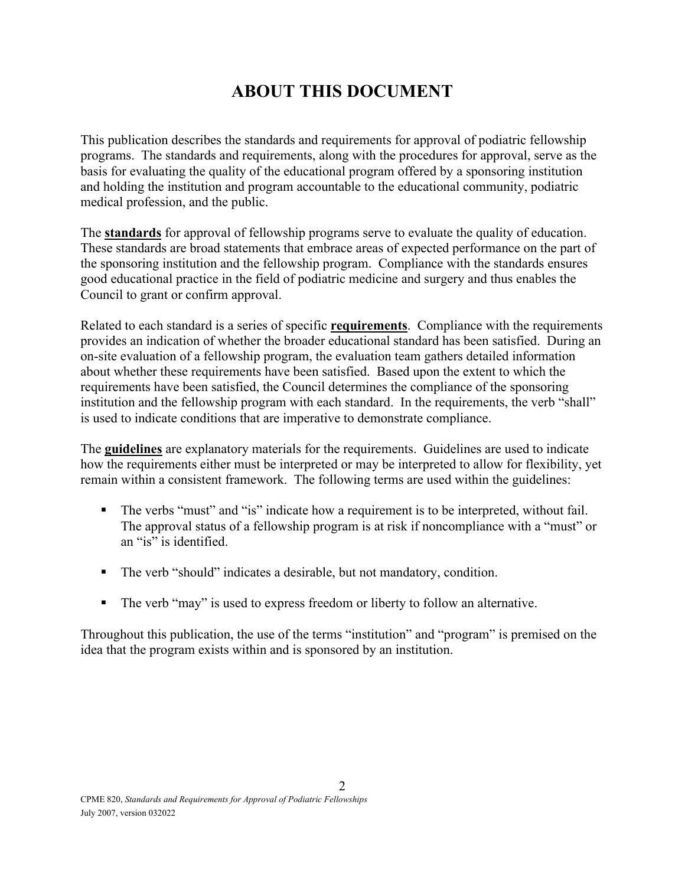# ABOUT THIS DOCUMENT

This publication describes the standards and requirements for approval of podiatric fellowship programs. The standards and requirements, along with the procedures for approval, serve as the basis for evaluating the quality of the educational program offered by a sponsoring institution and holding the institution and program accountable to the educational community, podiatric medical profession, and the public.

The **standards** for approval of fellowship programs serve to evaluate the quality of education. These standards are broad statements that embrace areas of expected performance on the part of the sponsoring institution and the fellowship program. Compliance with the standards ensures good educational practice in the field of podiatric medicine and surgery and thus enables the Council to grant or confirm approval.

Related to each standard is a series of specific **requirements**. Compliance with the requirements provides an indication of whether the broader educational standard has been satisfied. During an on-site evaluation of a fellowship program, the evaluation team gathers detailed information about whether these requirements have been satisfied. Based upon the extent to which the requirements have been satisfied, the Council determines the compliance of the sponsoring institution and the fellowship program with each standard. In the requirements, the verb "shall" is used to indicate conditions that are imperative to demonstrate compliance.

The **guidelines** are explanatory materials for the requirements. Guidelines are used to indicate how the requirements either must be interpreted or may be interpreted to allow for flexibility, yet remain within a consistent framework. The following terms are used within the guidelines:

- The verbs "must" and "is" indicate how a requirement is to be interpreted, without fail. The approval status of a fellowship program is at risk if noncompliance with a "must" or an "is" is identified.
- The verb "should" indicates a desirable, but not mandatory, condition.
- The verb "may" is used to express freedom or liberty to follow an alternative.

Throughout this publication, the use of the terms "institution" and "program" is premised on the idea that the program exists within and is sponsored by an institution.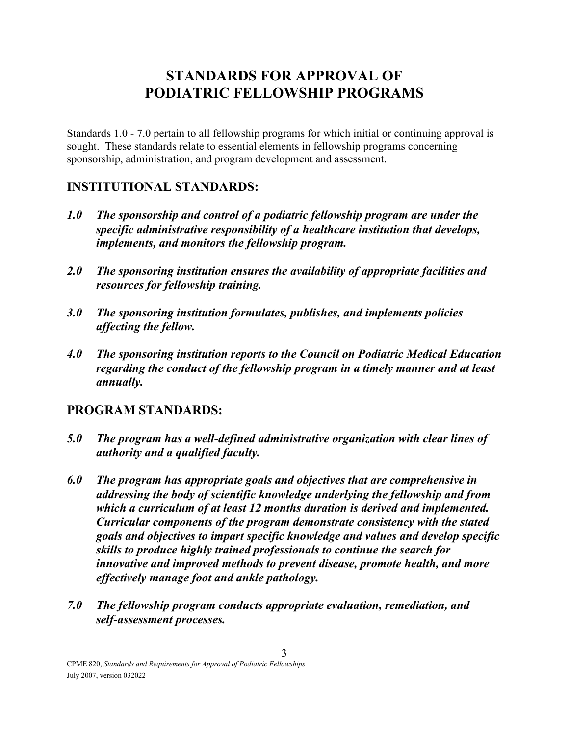# STANDARDS FOR APPROVAL OF PODIATRIC FELLOWSHIP PROGRAMS

Standards 1.0 - 7.0 pertain to all fellowship programs for which initial or continuing approval is sought. These standards relate to essential elements in fellowship programs concerning sponsorship, administration, and program development and assessment.

## INSTITUTIONAL STANDARDS:

***1.0 The sponsorship and control of a podiatric fellowship program are under the specific administrative responsibility of a healthcare institution that develops, implements, and monitors the fellowship program.***

***2.0 The sponsoring institution ensures the availability of appropriate facilities and resources for fellowship training.***

***3.0 The sponsoring institution formulates, publishes, and implements policies affecting the fellow.***

***4.0 The sponsoring institution reports to the Council on Podiatric Medical Education regarding the conduct of the fellowship program in a timely manner and at least annually.***

## PROGRAM STANDARDS:

***5.0 The program has a well-defined administrative organization with clear lines of authority and a qualified faculty.***

***6.0 The program has appropriate goals and objectives that are comprehensive in addressing the body of scientific knowledge underlying the fellowship and from which a curriculum of at least 12 months duration is derived and implemented. Curricular components of the program demonstrate consistency with the stated goals and objectives to impart specific knowledge and values and develop specific skills to produce highly trained professionals to continue the search for innovative and improved methods to prevent disease, promote health, and more effectively manage foot and ankle pathology.***

***7.0 The fellowship program conducts appropriate evaluation, remediation, and self-assessment processes.***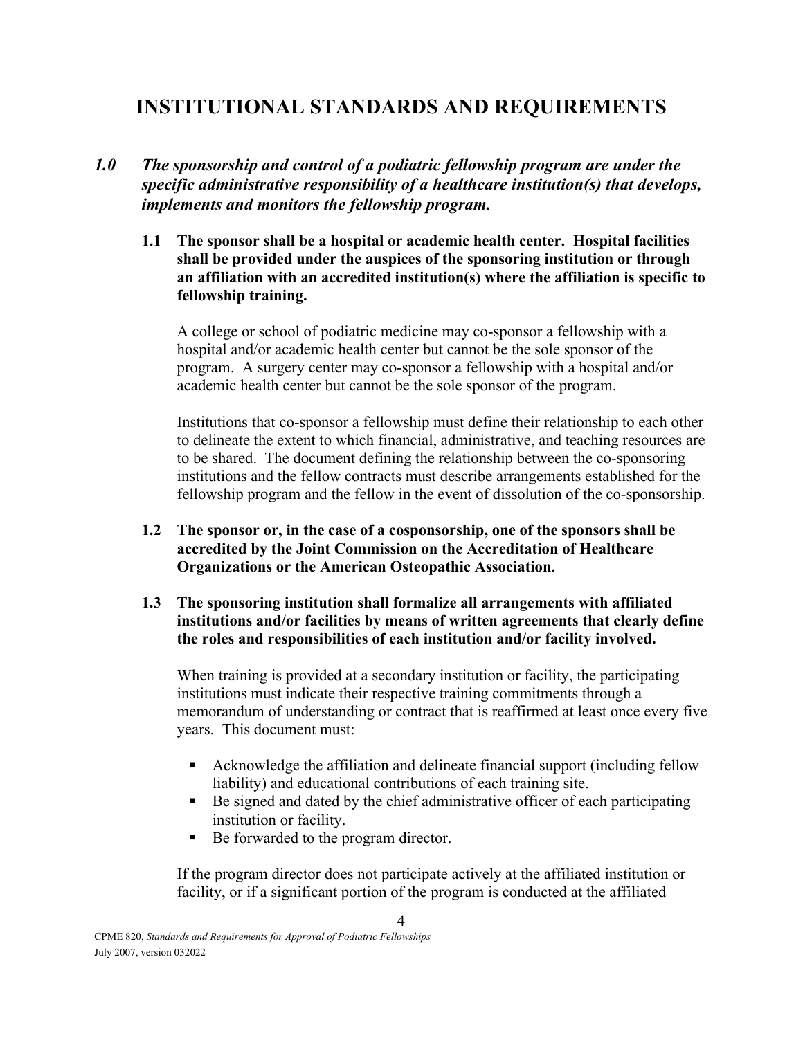# INSTITUTIONAL STANDARDS AND REQUIREMENTS

***1.0 The sponsorship and control of a podiatric fellowship program are under the specific administrative responsibility of a healthcare institution(s) that develops, implements and monitors the fellowship program.***

**1.1 The sponsor shall be a hospital or academic health center. Hospital facilities shall be provided under the auspices of the sponsoring institution or through an affiliation with an accredited institution(s) where the affiliation is specific to fellowship training.**

A college or school of podiatric medicine may co-sponsor a fellowship with a hospital and/or academic health center but cannot be the sole sponsor of the program. A surgery center may co-sponsor a fellowship with a hospital and/or academic health center but cannot be the sole sponsor of the program.

Institutions that co-sponsor a fellowship must define their relationship to each other to delineate the extent to which financial, administrative, and teaching resources are to be shared. The document defining the relationship between the co-sponsoring institutions and the fellow contracts must describe arrangements established for the fellowship program and the fellow in the event of dissolution of the co-sponsorship.

**1.2 The sponsor or, in the case of a cosponsorship, one of the sponsors shall be accredited by the Joint Commission on the Accreditation of Healthcare Organizations or the American Osteopathic Association.**

**1.3 The sponsoring institution shall formalize all arrangements with affiliated institutions and/or facilities by means of written agreements that clearly define the roles and responsibilities of each institution and/or facility involved.**

When training is provided at a secondary institution or facility, the participating institutions must indicate their respective training commitments through a memorandum of understanding or contract that is reaffirmed at least once every five years. This document must:

- Acknowledge the affiliation and delineate financial support (including fellow liability) and educational contributions of each training site.
- Be signed and dated by the chief administrative officer of each participating institution or facility.
- Be forwarded to the program director.

If the program director does not participate actively at the affiliated institution or facility, or if a significant portion of the program is conducted at the affiliated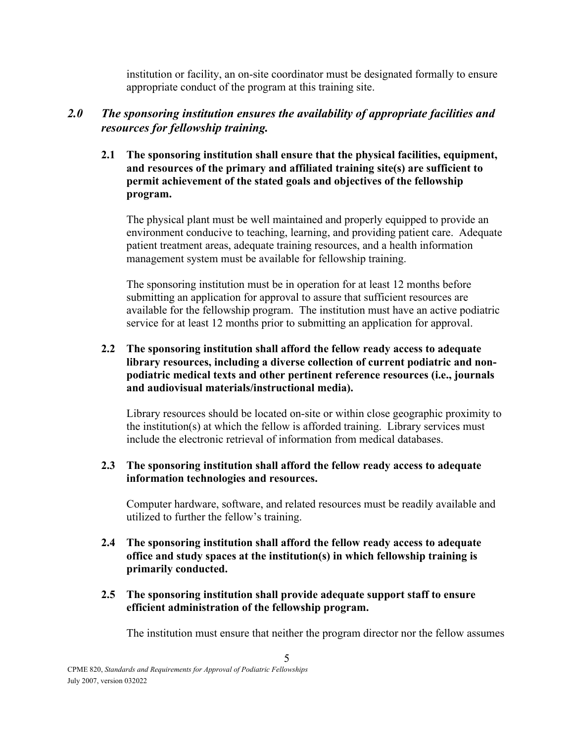institution or facility, an on-site coordinator must be designated formally to ensure appropriate conduct of the program at this training site.

## *2.0 The sponsoring institution ensures the availability of appropriate facilities and resources for fellowship training.*

**2.1 The sponsoring institution shall ensure that the physical facilities, equipment, and resources of the primary and affiliated training site(s) are sufficient to permit achievement of the stated goals and objectives of the fellowship program.**

The physical plant must be well maintained and properly equipped to provide an environment conducive to teaching, learning, and providing patient care. Adequate patient treatment areas, adequate training resources, and a health information management system must be available for fellowship training.

The sponsoring institution must be in operation for at least 12 months before submitting an application for approval to assure that sufficient resources are available for the fellowship program. The institution must have an active podiatric service for at least 12 months prior to submitting an application for approval.

**2.2 The sponsoring institution shall afford the fellow ready access to adequate library resources, including a diverse collection of current podiatric and non-podiatric medical texts and other pertinent reference resources (i.e., journals and audiovisual materials/instructional media).**

Library resources should be located on-site or within close geographic proximity to the institution(s) at which the fellow is afforded training. Library services must include the electronic retrieval of information from medical databases.

**2.3 The sponsoring institution shall afford the fellow ready access to adequate information technologies and resources.**

Computer hardware, software, and related resources must be readily available and utilized to further the fellow's training.

**2.4 The sponsoring institution shall afford the fellow ready access to adequate office and study spaces at the institution(s) in which fellowship training is primarily conducted.**

**2.5 The sponsoring institution shall provide adequate support staff to ensure efficient administration of the fellowship program.**

The institution must ensure that neither the program director nor the fellow assumes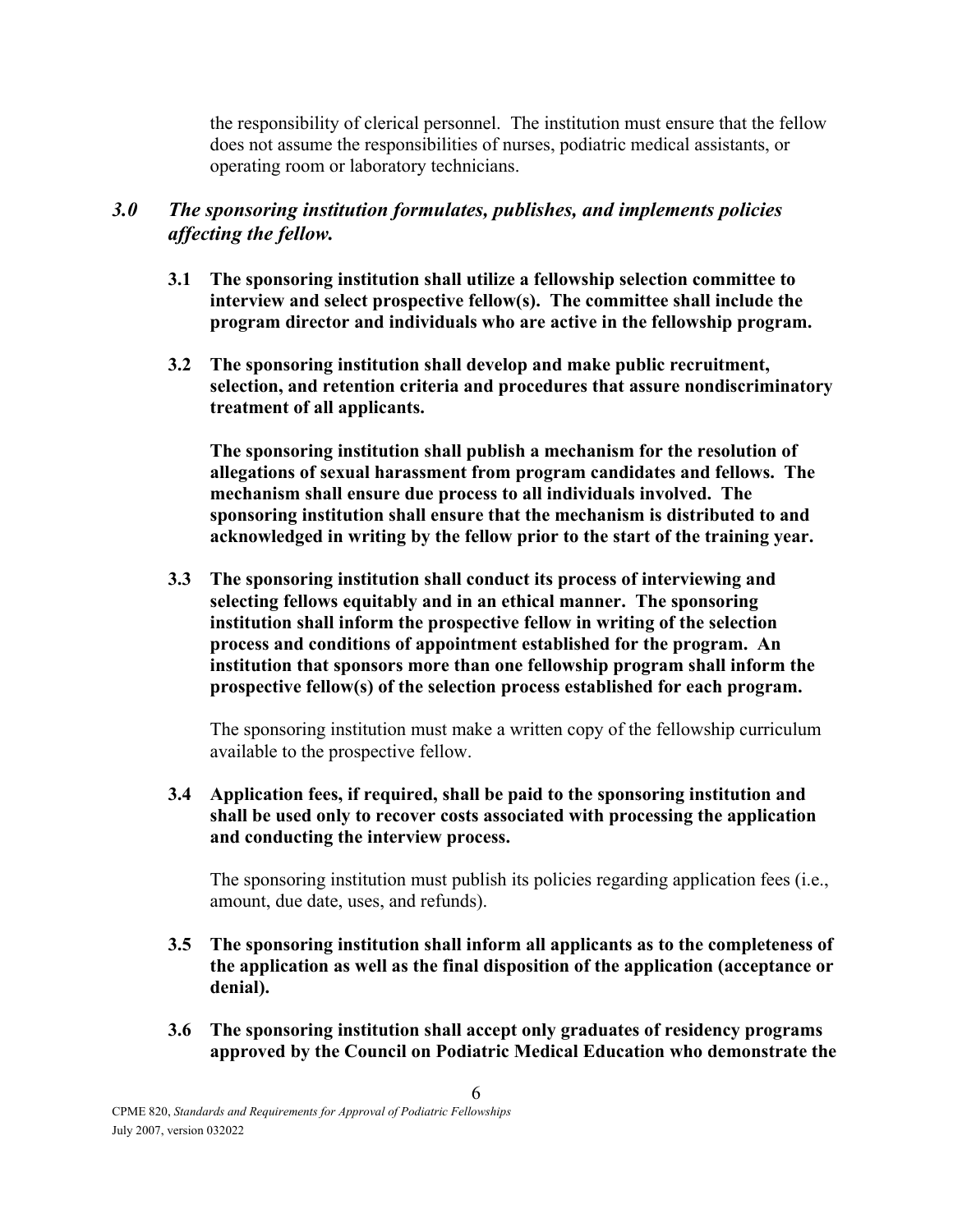the responsibility of clerical personnel. The institution must ensure that the fellow does not assume the responsibilities of nurses, podiatric medical assistants, or operating room or laboratory technicians.

## *3.0 The sponsoring institution formulates, publishes, and implements policies affecting the fellow.*

**3.1 The sponsoring institution shall utilize a fellowship selection committee to interview and select prospective fellow(s). The committee shall include the program director and individuals who are active in the fellowship program.**

**3.2 The sponsoring institution shall develop and make public recruitment, selection, and retention criteria and procedures that assure nondiscriminatory treatment of all applicants.**

**The sponsoring institution shall publish a mechanism for the resolution of allegations of sexual harassment from program candidates and fellows. The mechanism shall ensure due process to all individuals involved. The sponsoring institution shall ensure that the mechanism is distributed to and acknowledged in writing by the fellow prior to the start of the training year.**

**3.3 The sponsoring institution shall conduct its process of interviewing and selecting fellows equitably and in an ethical manner. The sponsoring institution shall inform the prospective fellow in writing of the selection process and conditions of appointment established for the program. An institution that sponsors more than one fellowship program shall inform the prospective fellow(s) of the selection process established for each program.**

The sponsoring institution must make a written copy of the fellowship curriculum available to the prospective fellow.

**3.4 Application fees, if required, shall be paid to the sponsoring institution and shall be used only to recover costs associated with processing the application and conducting the interview process.**

The sponsoring institution must publish its policies regarding application fees (i.e., amount, due date, uses, and refunds).

**3.5 The sponsoring institution shall inform all applicants as to the completeness of the application as well as the final disposition of the application (acceptance or denial).**

**3.6 The sponsoring institution shall accept only graduates of residency programs approved by the Council on Podiatric Medical Education who demonstrate the**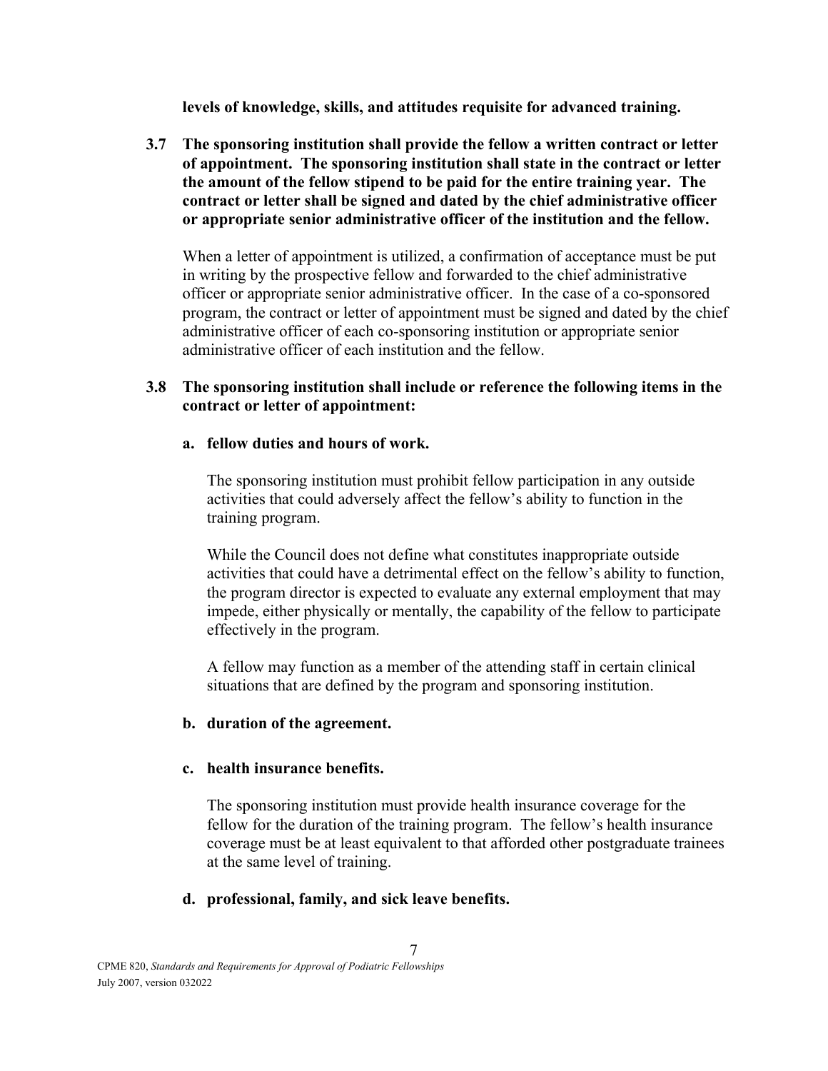**levels of knowledge, skills, and attitudes requisite for advanced training.**

**3.7 The sponsoring institution shall provide the fellow a written contract or letter of appointment. The sponsoring institution shall state in the contract or letter the amount of the fellow stipend to be paid for the entire training year. The contract or letter shall be signed and dated by the chief administrative officer or appropriate senior administrative officer of the institution and the fellow.**

When a letter of appointment is utilized, a confirmation of acceptance must be put in writing by the prospective fellow and forwarded to the chief administrative officer or appropriate senior administrative officer. In the case of a co-sponsored program, the contract or letter of appointment must be signed and dated by the chief administrative officer of each co-sponsoring institution or appropriate senior administrative officer of each institution and the fellow.

**3.8 The sponsoring institution shall include or reference the following items in the contract or letter of appointment:**

**a. fellow duties and hours of work.**

The sponsoring institution must prohibit fellow participation in any outside activities that could adversely affect the fellow's ability to function in the training program.

While the Council does not define what constitutes inappropriate outside activities that could have a detrimental effect on the fellow's ability to function, the program director is expected to evaluate any external employment that may impede, either physically or mentally, the capability of the fellow to participate effectively in the program.

A fellow may function as a member of the attending staff in certain clinical situations that are defined by the program and sponsoring institution.

**b. duration of the agreement.**

**c. health insurance benefits.**

The sponsoring institution must provide health insurance coverage for the fellow for the duration of the training program. The fellow's health insurance coverage must be at least equivalent to that afforded other postgraduate trainees at the same level of training.

**d. professional, family, and sick leave benefits.**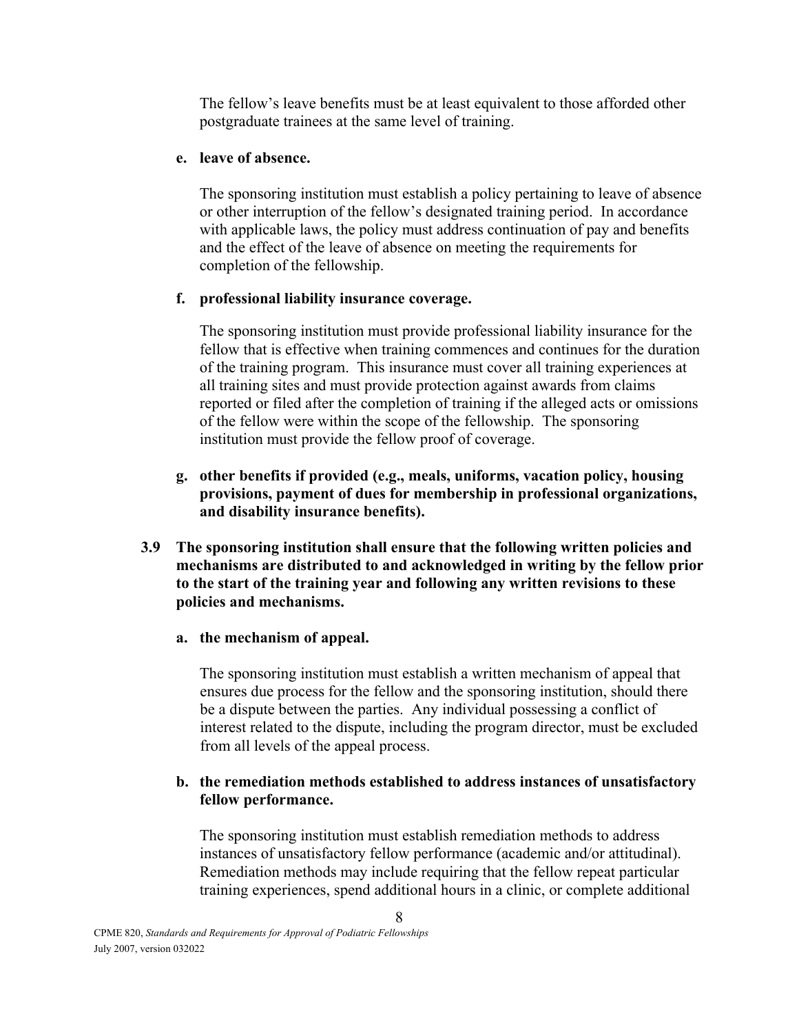The fellow's leave benefits must be at least equivalent to those afforded other postgraduate trainees at the same level of training.

**e. leave of absence.**

The sponsoring institution must establish a policy pertaining to leave of absence or other interruption of the fellow's designated training period. In accordance with applicable laws, the policy must address continuation of pay and benefits and the effect of the leave of absence on meeting the requirements for completion of the fellowship.

**f. professional liability insurance coverage.**

The sponsoring institution must provide professional liability insurance for the fellow that is effective when training commences and continues for the duration of the training program. This insurance must cover all training experiences at all training sites and must provide protection against awards from claims reported or filed after the completion of training if the alleged acts or omissions of the fellow were within the scope of the fellowship. The sponsoring institution must provide the fellow proof of coverage.

**g. other benefits if provided (e.g., meals, uniforms, vacation policy, housing provisions, payment of dues for membership in professional organizations, and disability insurance benefits).**

**3.9 The sponsoring institution shall ensure that the following written policies and mechanisms are distributed to and acknowledged in writing by the fellow prior to the start of the training year and following any written revisions to these policies and mechanisms.**

**a. the mechanism of appeal.**

The sponsoring institution must establish a written mechanism of appeal that ensures due process for the fellow and the sponsoring institution, should there be a dispute between the parties. Any individual possessing a conflict of interest related to the dispute, including the program director, must be excluded from all levels of the appeal process.

**b. the remediation methods established to address instances of unsatisfactory fellow performance.**

The sponsoring institution must establish remediation methods to address instances of unsatisfactory fellow performance (academic and/or attitudinal). Remediation methods may include requiring that the fellow repeat particular training experiences, spend additional hours in a clinic, or complete additional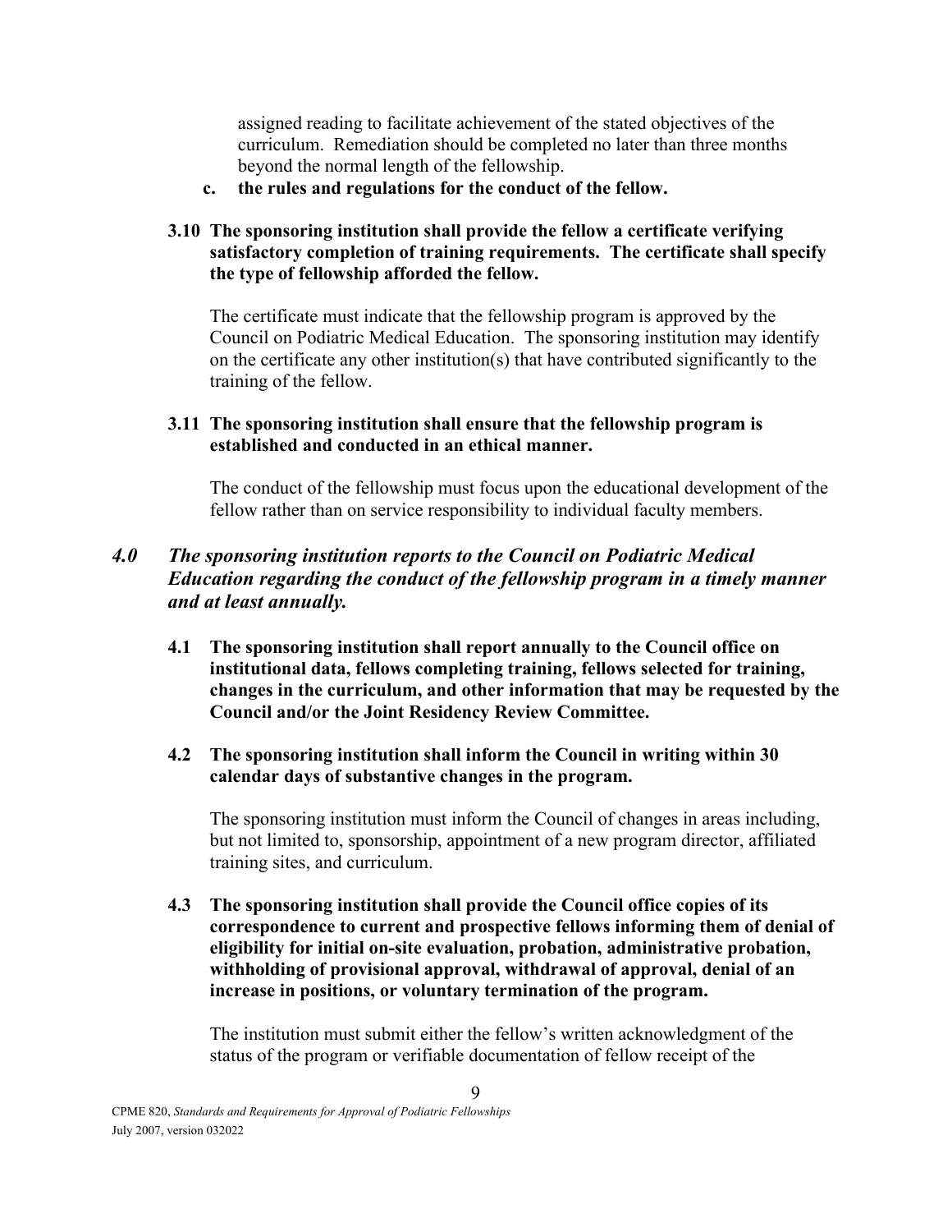assigned reading to facilitate achievement of the stated objectives of the curriculum. Remediation should be completed no later than three months beyond the normal length of the fellowship.

**c. the rules and regulations for the conduct of the fellow.**

**3.10 The sponsoring institution shall provide the fellow a certificate verifying satisfactory completion of training requirements. The certificate shall specify the type of fellowship afforded the fellow.**

The certificate must indicate that the fellowship program is approved by the Council on Podiatric Medical Education. The sponsoring institution may identify on the certificate any other institution(s) that have contributed significantly to the training of the fellow.

**3.11 The sponsoring institution shall ensure that the fellowship program is established and conducted in an ethical manner.**

The conduct of the fellowship must focus upon the educational development of the fellow rather than on service responsibility to individual faculty members.

## *4.0 The sponsoring institution reports to the Council on Podiatric Medical Education regarding the conduct of the fellowship program in a timely manner and at least annually.*

**4.1 The sponsoring institution shall report annually to the Council office on institutional data, fellows completing training, fellows selected for training, changes in the curriculum, and other information that may be requested by the Council and/or the Joint Residency Review Committee.**

**4.2 The sponsoring institution shall inform the Council in writing within 30 calendar days of substantive changes in the program.**

The sponsoring institution must inform the Council of changes in areas including, but not limited to, sponsorship, appointment of a new program director, affiliated training sites, and curriculum.

**4.3 The sponsoring institution shall provide the Council office copies of its correspondence to current and prospective fellows informing them of denial of eligibility for initial on-site evaluation, probation, administrative probation, withholding of provisional approval, withdrawal of approval, denial of an increase in positions, or voluntary termination of the program.**

The institution must submit either the fellow's written acknowledgment of the status of the program or verifiable documentation of fellow receipt of the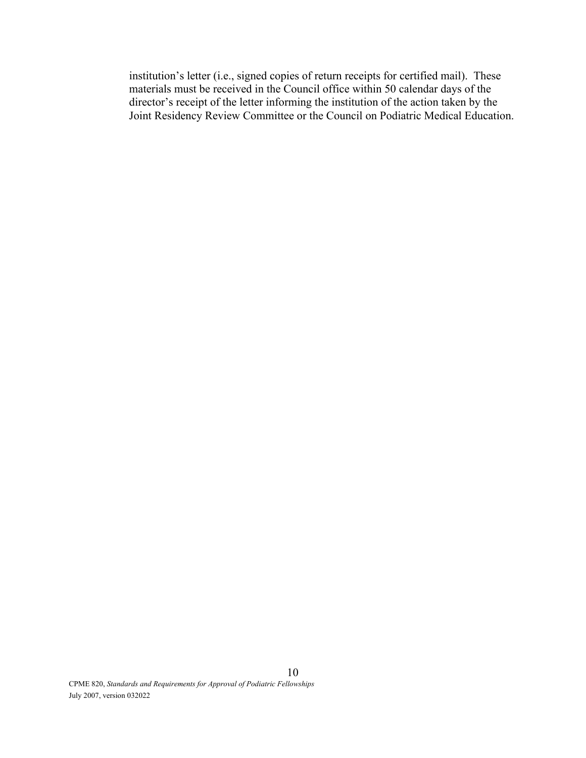institution's letter (i.e., signed copies of return receipts for certified mail). These materials must be received in the Council office within 50 calendar days of the director's receipt of the letter informing the institution of the action taken by the Joint Residency Review Committee or the Council on Podiatric Medical Education.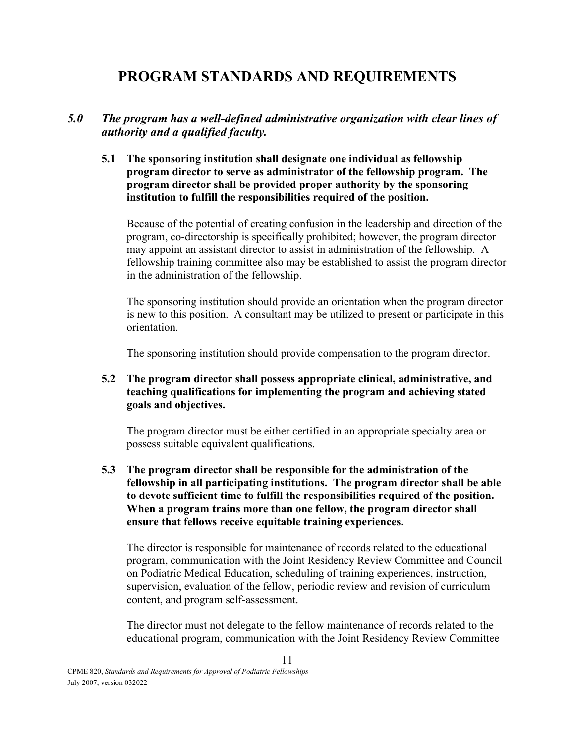# PROGRAM STANDARDS AND REQUIREMENTS

## *5.0 The program has a well-defined administrative organization with clear lines of authority and a qualified faculty.*

**5.1 The sponsoring institution shall designate one individual as fellowship program director to serve as administrator of the fellowship program. The program director shall be provided proper authority by the sponsoring institution to fulfill the responsibilities required of the position.**

Because of the potential of creating confusion in the leadership and direction of the program, co-directorship is specifically prohibited; however, the program director may appoint an assistant director to assist in administration of the fellowship. A fellowship training committee also may be established to assist the program director in the administration of the fellowship.

The sponsoring institution should provide an orientation when the program director is new to this position. A consultant may be utilized to present or participate in this orientation.

The sponsoring institution should provide compensation to the program director.

**5.2 The program director shall possess appropriate clinical, administrative, and teaching qualifications for implementing the program and achieving stated goals and objectives.**

The program director must be either certified in an appropriate specialty area or possess suitable equivalent qualifications.

**5.3 The program director shall be responsible for the administration of the fellowship in all participating institutions. The program director shall be able to devote sufficient time to fulfill the responsibilities required of the position. When a program trains more than one fellow, the program director shall ensure that fellows receive equitable training experiences.**

The director is responsible for maintenance of records related to the educational program, communication with the Joint Residency Review Committee and Council on Podiatric Medical Education, scheduling of training experiences, instruction, supervision, evaluation of the fellow, periodic review and revision of curriculum content, and program self-assessment.

The director must not delegate to the fellow maintenance of records related to the educational program, communication with the Joint Residency Review Committee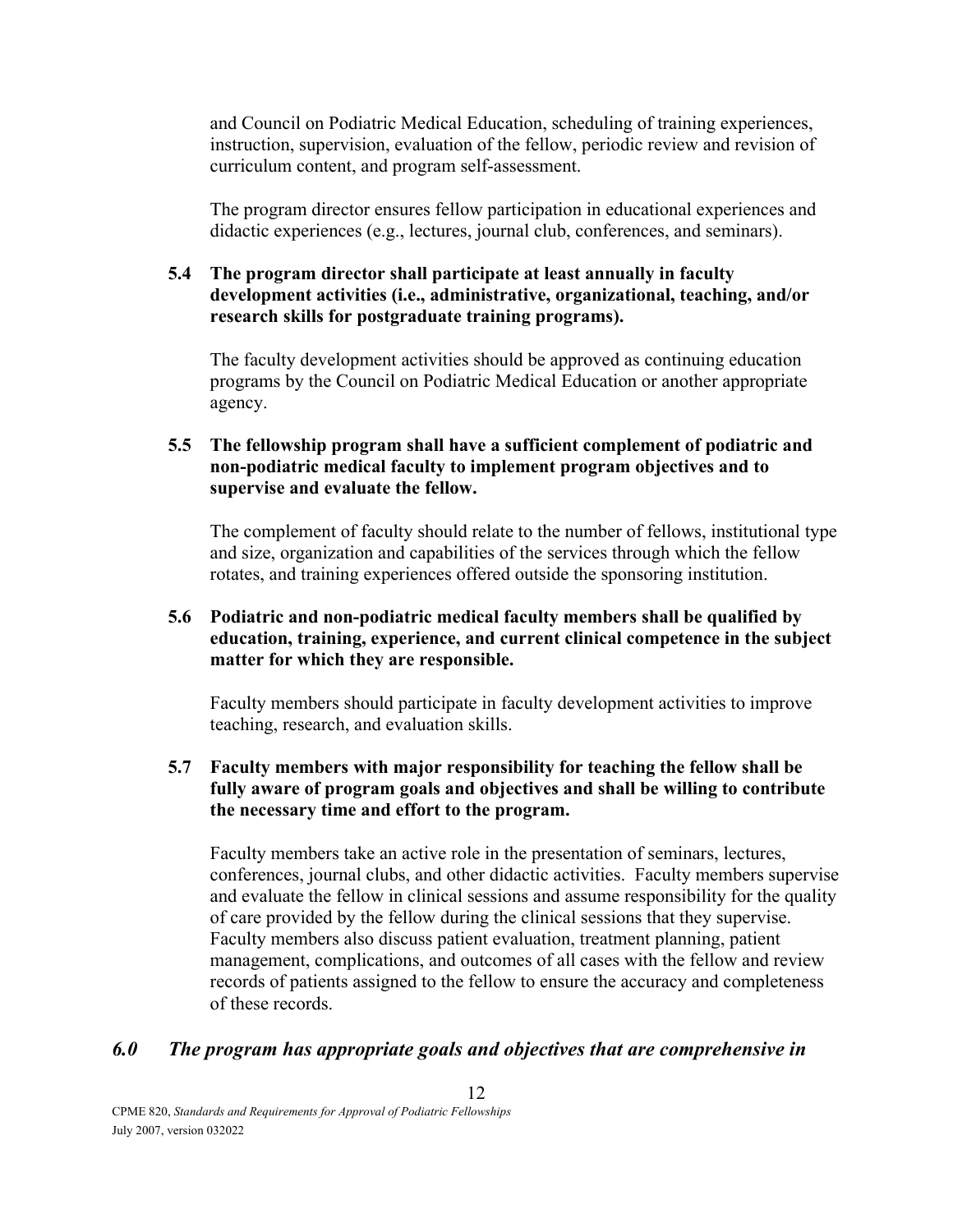and Council on Podiatric Medical Education, scheduling of training experiences, instruction, supervision, evaluation of the fellow, periodic review and revision of curriculum content, and program self-assessment.

The program director ensures fellow participation in educational experiences and didactic experiences (e.g., lectures, journal club, conferences, and seminars).

**5.4 The program director shall participate at least annually in faculty development activities (i.e., administrative, organizational, teaching, and/or research skills for postgraduate training programs).**

The faculty development activities should be approved as continuing education programs by the Council on Podiatric Medical Education or another appropriate agency.

**5.5 The fellowship program shall have a sufficient complement of podiatric and non-podiatric medical faculty to implement program objectives and to supervise and evaluate the fellow.**

The complement of faculty should relate to the number of fellows, institutional type and size, organization and capabilities of the services through which the fellow rotates, and training experiences offered outside the sponsoring institution.

**5.6 Podiatric and non-podiatric medical faculty members shall be qualified by education, training, experience, and current clinical competence in the subject matter for which they are responsible.**

Faculty members should participate in faculty development activities to improve teaching, research, and evaluation skills.

**5.7 Faculty members with major responsibility for teaching the fellow shall be fully aware of program goals and objectives and shall be willing to contribute the necessary time and effort to the program.**

Faculty members take an active role in the presentation of seminars, lectures, conferences, journal clubs, and other didactic activities. Faculty members supervise and evaluate the fellow in clinical sessions and assume responsibility for the quality of care provided by the fellow during the clinical sessions that they supervise. Faculty members also discuss patient evaluation, treatment planning, patient management, complications, and outcomes of all cases with the fellow and review records of patients assigned to the fellow to ensure the accuracy and completeness of these records.

## *6.0 The program has appropriate goals and objectives that are comprehensive in*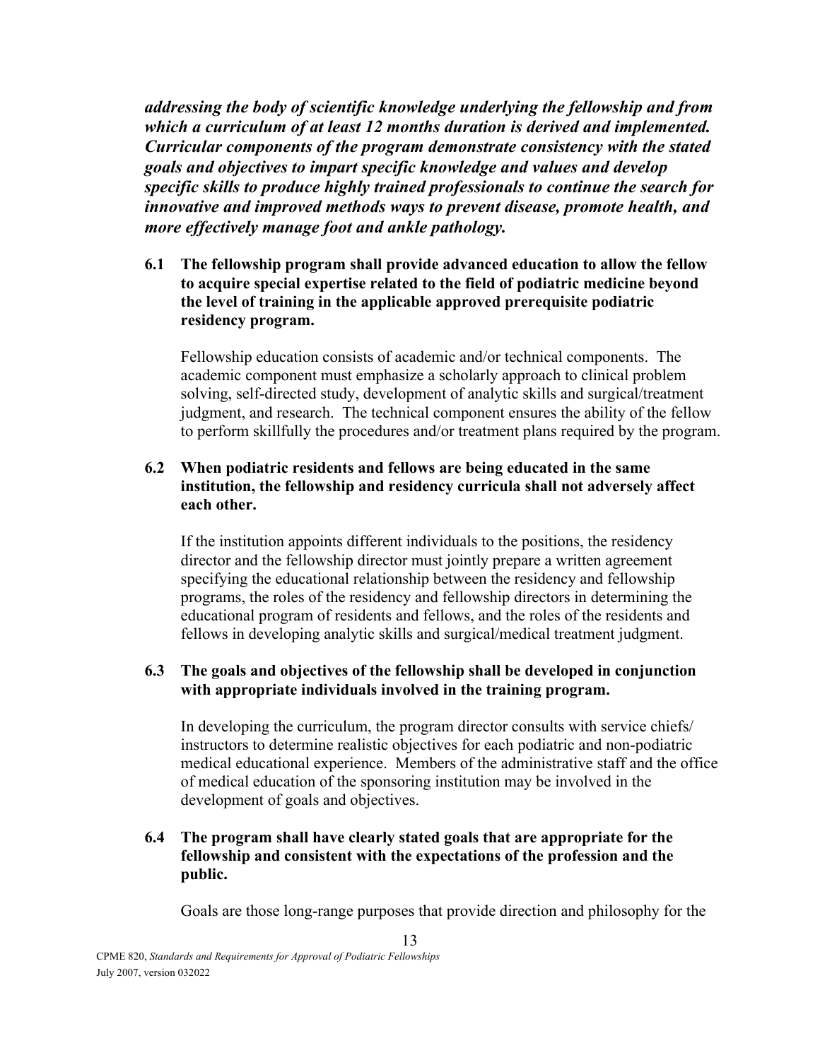***addressing the body of scientific knowledge underlying the fellowship and from which a curriculum of at least 12 months duration is derived and implemented. Curricular components of the program demonstrate consistency with the stated goals and objectives to impart specific knowledge and values and develop specific skills to produce highly trained professionals to continue the search for innovative and improved methods ways to prevent disease, promote health, and more effectively manage foot and ankle pathology.***

**6.1 The fellowship program shall provide advanced education to allow the fellow to acquire special expertise related to the field of podiatric medicine beyond the level of training in the applicable approved prerequisite podiatric residency program.**

Fellowship education consists of academic and/or technical components. The academic component must emphasize a scholarly approach to clinical problem solving, self-directed study, development of analytic skills and surgical/treatment judgment, and research. The technical component ensures the ability of the fellow to perform skillfully the procedures and/or treatment plans required by the program.

**6.2 When podiatric residents and fellows are being educated in the same institution, the fellowship and residency curricula shall not adversely affect each other.**

If the institution appoints different individuals to the positions, the residency director and the fellowship director must jointly prepare a written agreement specifying the educational relationship between the residency and fellowship programs, the roles of the residency and fellowship directors in determining the educational program of residents and fellows, and the roles of the residents and fellows in developing analytic skills and surgical/medical treatment judgment.

**6.3 The goals and objectives of the fellowship shall be developed in conjunction with appropriate individuals involved in the training program.**

In developing the curriculum, the program director consults with service chiefs/ instructors to determine realistic objectives for each podiatric and non-podiatric medical educational experience. Members of the administrative staff and the office of medical education of the sponsoring institution may be involved in the development of goals and objectives.

**6.4 The program shall have clearly stated goals that are appropriate for the fellowship and consistent with the expectations of the profession and the public.**

Goals are those long-range purposes that provide direction and philosophy for the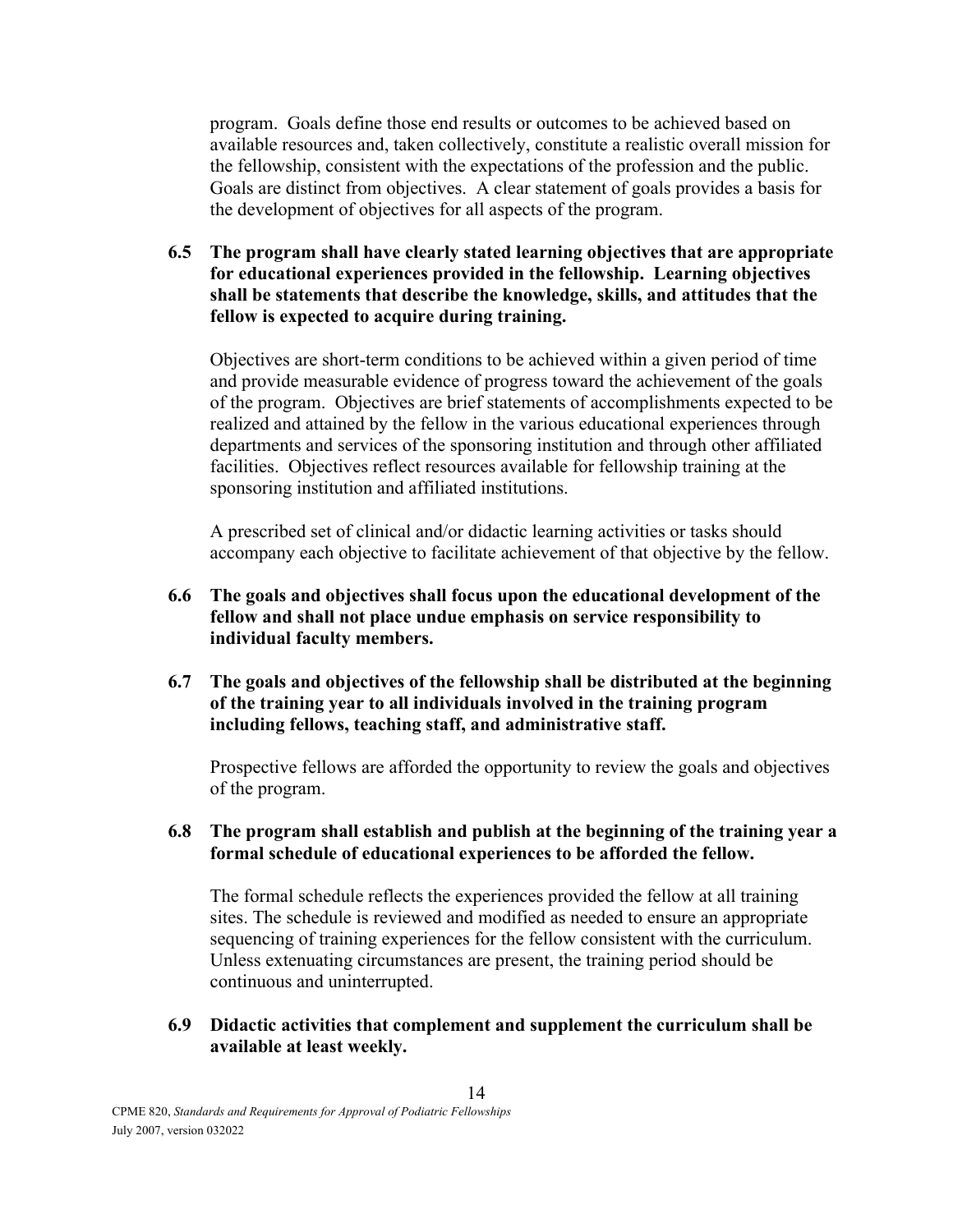program. Goals define those end results or outcomes to be achieved based on available resources and, taken collectively, constitute a realistic overall mission for the fellowship, consistent with the expectations of the profession and the public. Goals are distinct from objectives. A clear statement of goals provides a basis for the development of objectives for all aspects of the program.

**6.5 The program shall have clearly stated learning objectives that are appropriate for educational experiences provided in the fellowship. Learning objectives shall be statements that describe the knowledge, skills, and attitudes that the fellow is expected to acquire during training.**

Objectives are short-term conditions to be achieved within a given period of time and provide measurable evidence of progress toward the achievement of the goals of the program. Objectives are brief statements of accomplishments expected to be realized and attained by the fellow in the various educational experiences through departments and services of the sponsoring institution and through other affiliated facilities. Objectives reflect resources available for fellowship training at the sponsoring institution and affiliated institutions.

A prescribed set of clinical and/or didactic learning activities or tasks should accompany each objective to facilitate achievement of that objective by the fellow.

**6.6 The goals and objectives shall focus upon the educational development of the fellow and shall not place undue emphasis on service responsibility to individual faculty members.**

**6.7 The goals and objectives of the fellowship shall be distributed at the beginning of the training year to all individuals involved in the training program including fellows, teaching staff, and administrative staff.**

Prospective fellows are afforded the opportunity to review the goals and objectives of the program.

**6.8 The program shall establish and publish at the beginning of the training year a formal schedule of educational experiences to be afforded the fellow.**

The formal schedule reflects the experiences provided the fellow at all training sites. The schedule is reviewed and modified as needed to ensure an appropriate sequencing of training experiences for the fellow consistent with the curriculum. Unless extenuating circumstances are present, the training period should be continuous and uninterrupted.

**6.9 Didactic activities that complement and supplement the curriculum shall be available at least weekly.**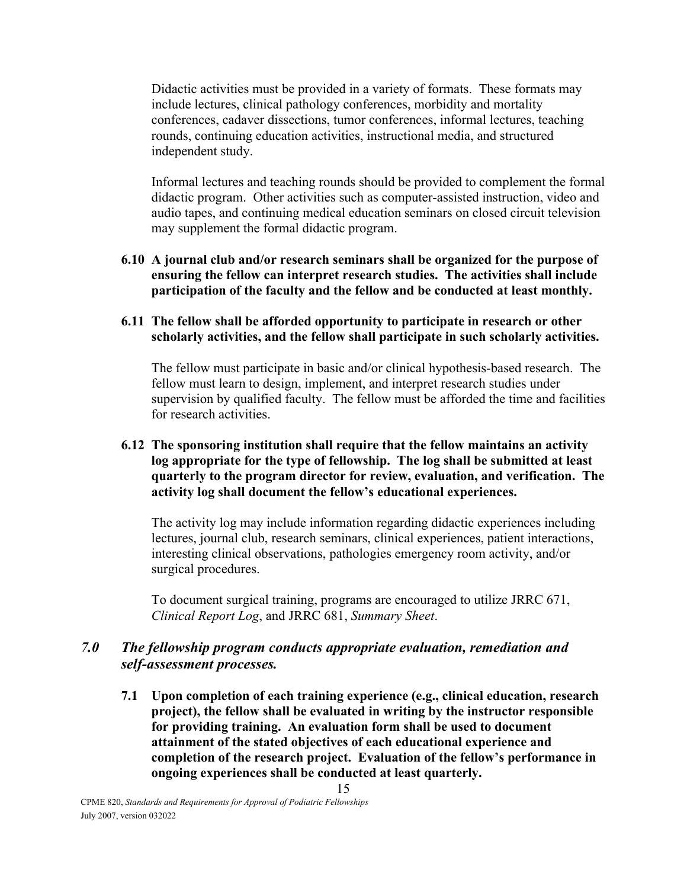Didactic activities must be provided in a variety of formats. These formats may include lectures, clinical pathology conferences, morbidity and mortality conferences, cadaver dissections, tumor conferences, informal lectures, teaching rounds, continuing education activities, instructional media, and structured independent study.

Informal lectures and teaching rounds should be provided to complement the formal didactic program. Other activities such as computer-assisted instruction, video and audio tapes, and continuing medical education seminars on closed circuit television may supplement the formal didactic program.

**6.10 A journal club and/or research seminars shall be organized for the purpose of ensuring the fellow can interpret research studies. The activities shall include participation of the faculty and the fellow and be conducted at least monthly.**

**6.11 The fellow shall be afforded opportunity to participate in research or other scholarly activities, and the fellow shall participate in such scholarly activities.**

The fellow must participate in basic and/or clinical hypothesis-based research. The fellow must learn to design, implement, and interpret research studies under supervision by qualified faculty. The fellow must be afforded the time and facilities for research activities.

**6.12 The sponsoring institution shall require that the fellow maintains an activity log appropriate for the type of fellowship. The log shall be submitted at least quarterly to the program director for review, evaluation, and verification. The activity log shall document the fellow's educational experiences.**

The activity log may include information regarding didactic experiences including lectures, journal club, research seminars, clinical experiences, patient interactions, interesting clinical observations, pathologies emergency room activity, and/or surgical procedures.

To document surgical training, programs are encouraged to utilize JRRC 671, *Clinical Report Log*, and JRRC 681, *Summary Sheet*.

## *7.0 The fellowship program conducts appropriate evaluation, remediation and self-assessment processes.*

**7.1 Upon completion of each training experience (e.g., clinical education, research project), the fellow shall be evaluated in writing by the instructor responsible for providing training. An evaluation form shall be used to document attainment of the stated objectives of each educational experience and completion of the research project. Evaluation of the fellow's performance in ongoing experiences shall be conducted at least quarterly.**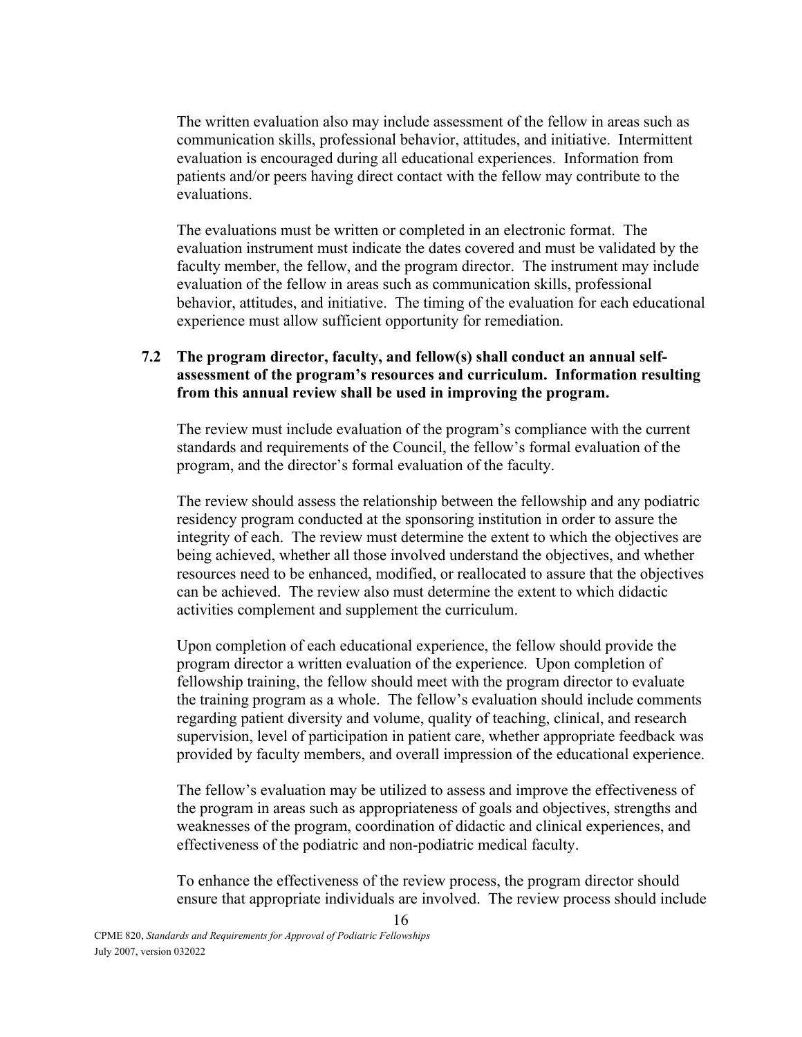The written evaluation also may include assessment of the fellow in areas such as communication skills, professional behavior, attitudes, and initiative. Intermittent evaluation is encouraged during all educational experiences. Information from patients and/or peers having direct contact with the fellow may contribute to the evaluations.

The evaluations must be written or completed in an electronic format. The evaluation instrument must indicate the dates covered and must be validated by the faculty member, the fellow, and the program director. The instrument may include evaluation of the fellow in areas such as communication skills, professional behavior, attitudes, and initiative. The timing of the evaluation for each educational experience must allow sufficient opportunity for remediation.

**7.2 The program director, faculty, and fellow(s) shall conduct an annual self-assessment of the program's resources and curriculum. Information resulting from this annual review shall be used in improving the program.**

The review must include evaluation of the program's compliance with the current standards and requirements of the Council, the fellow's formal evaluation of the program, and the director's formal evaluation of the faculty.

The review should assess the relationship between the fellowship and any podiatric residency program conducted at the sponsoring institution in order to assure the integrity of each. The review must determine the extent to which the objectives are being achieved, whether all those involved understand the objectives, and whether resources need to be enhanced, modified, or reallocated to assure that the objectives can be achieved. The review also must determine the extent to which didactic activities complement and supplement the curriculum.

Upon completion of each educational experience, the fellow should provide the program director a written evaluation of the experience. Upon completion of fellowship training, the fellow should meet with the program director to evaluate the training program as a whole. The fellow's evaluation should include comments regarding patient diversity and volume, quality of teaching, clinical, and research supervision, level of participation in patient care, whether appropriate feedback was provided by faculty members, and overall impression of the educational experience.

The fellow's evaluation may be utilized to assess and improve the effectiveness of the program in areas such as appropriateness of goals and objectives, strengths and weaknesses of the program, coordination of didactic and clinical experiences, and effectiveness of the podiatric and non-podiatric medical faculty.

To enhance the effectiveness of the review process, the program director should ensure that appropriate individuals are involved. The review process should include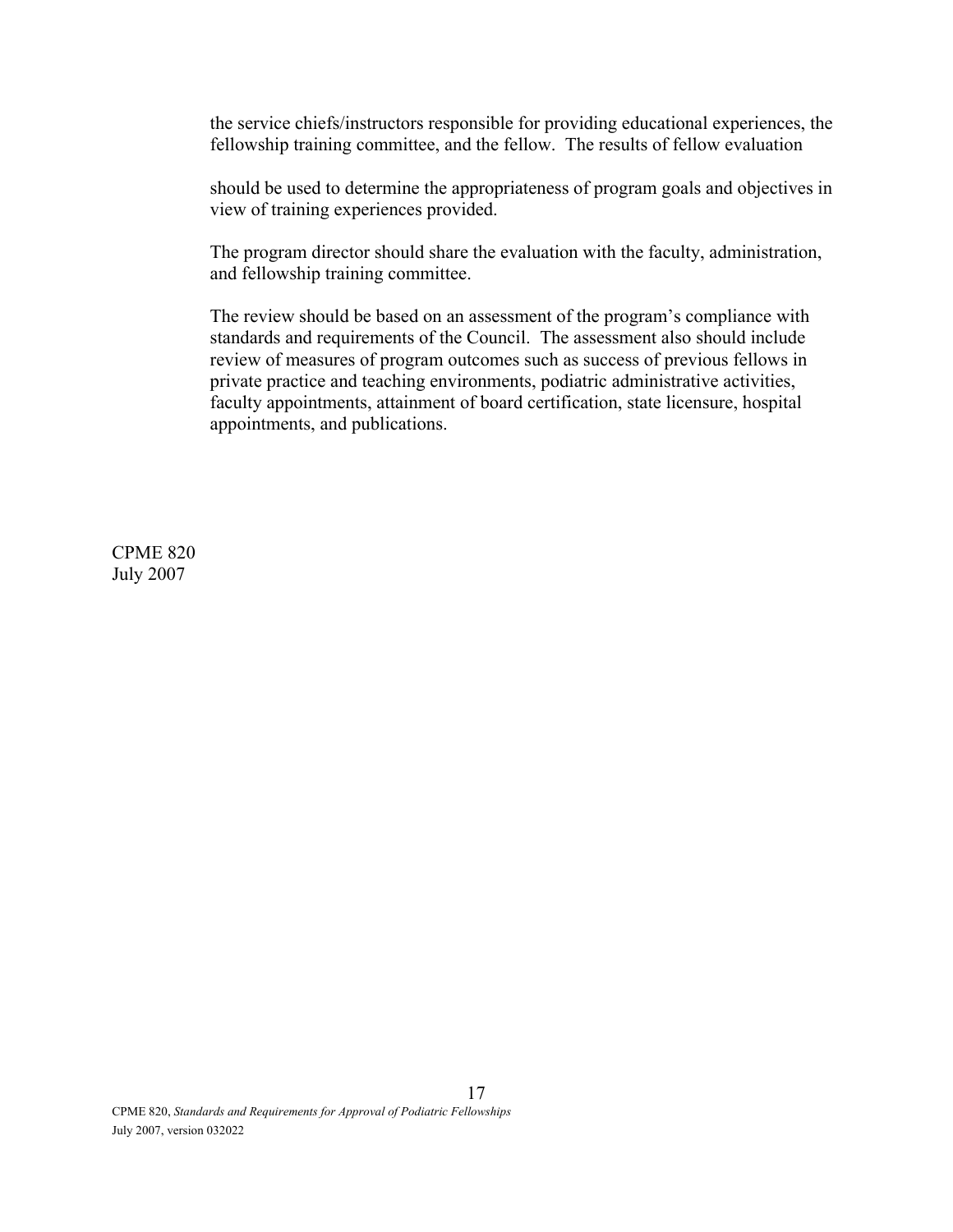the service chiefs/instructors responsible for providing educational experiences, the fellowship training committee, and the fellow. The results of fellow evaluation

should be used to determine the appropriateness of program goals and objectives in view of training experiences provided.

The program director should share the evaluation with the faculty, administration, and fellowship training committee.

The review should be based on an assessment of the program's compliance with standards and requirements of the Council. The assessment also should include review of measures of program outcomes such as success of previous fellows in private practice and teaching environments, podiatric administrative activities, faculty appointments, attainment of board certification, state licensure, hospital appointments, and publications.

CPME 820
July 2007